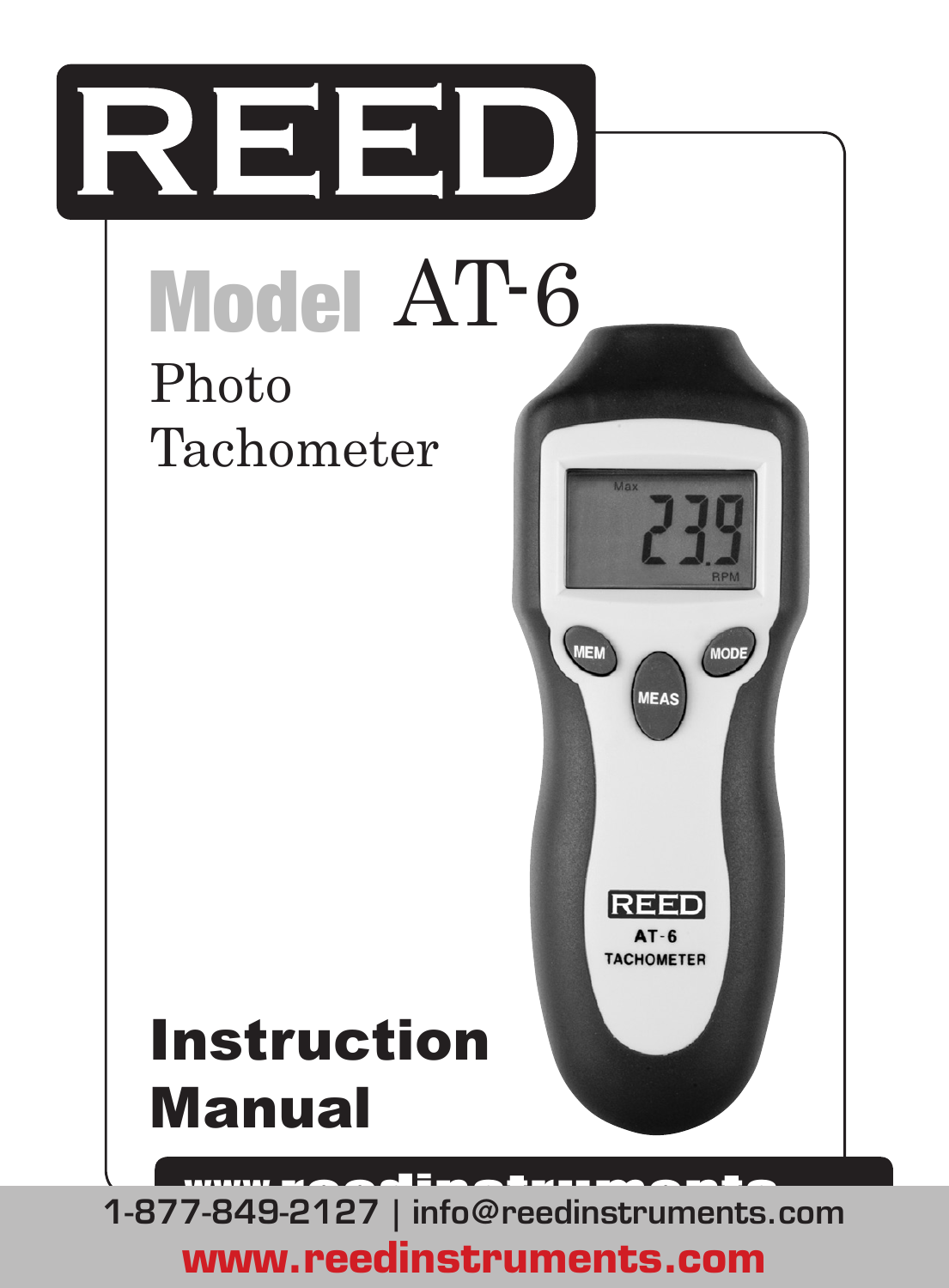# REED

# Model AT-6

## Photo Tachometer

# Instruction Manual

1-877-849-2127 | info@reedinstruments.com

**www.reedinstruments.com**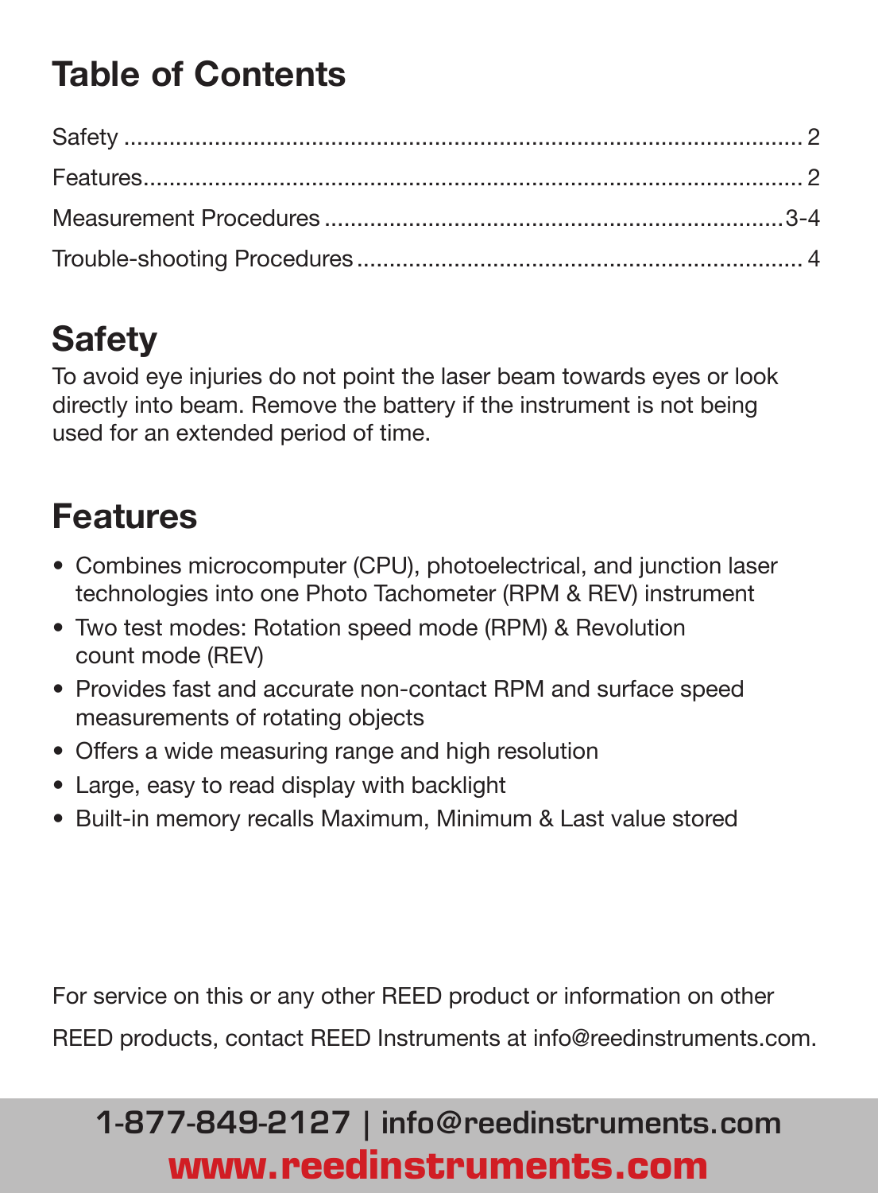## Table of Contents

Safety .................................................................................................. 2

Features.................................................................................................. 2

Measurement Procedures ......................................................................3-4

Trouble-shooting Procedures ..................................................................... 4

## Safety

To avoid eye injuries do not point the laser beam towards eyes or look directly into beam. Remove the battery if the instrument is not being used for an extended period of time.

## Features

- Combines microcomputer (CPU), photoelectrical, and junction laser technologies into one Photo Tachometer (RPM & REV) instrument
- Two test modes: Rotation speed mode (RPM) & Revolution count mode (REV)
- Provides fast and accurate non-contact RPM and surface speed measurements of rotating objects
- Offers a wide measuring range and high resolution
- Large, easy to read display with backlight
- Built-in memory recalls Maximum, Minimum & Last value stored

For service on this or any other REED product or information on other REED products, contact REED Instruments at info@reedinstruments.com.

**1-877-849-2127 | info@reedinstruments.com**

**www.reedinstruments.com**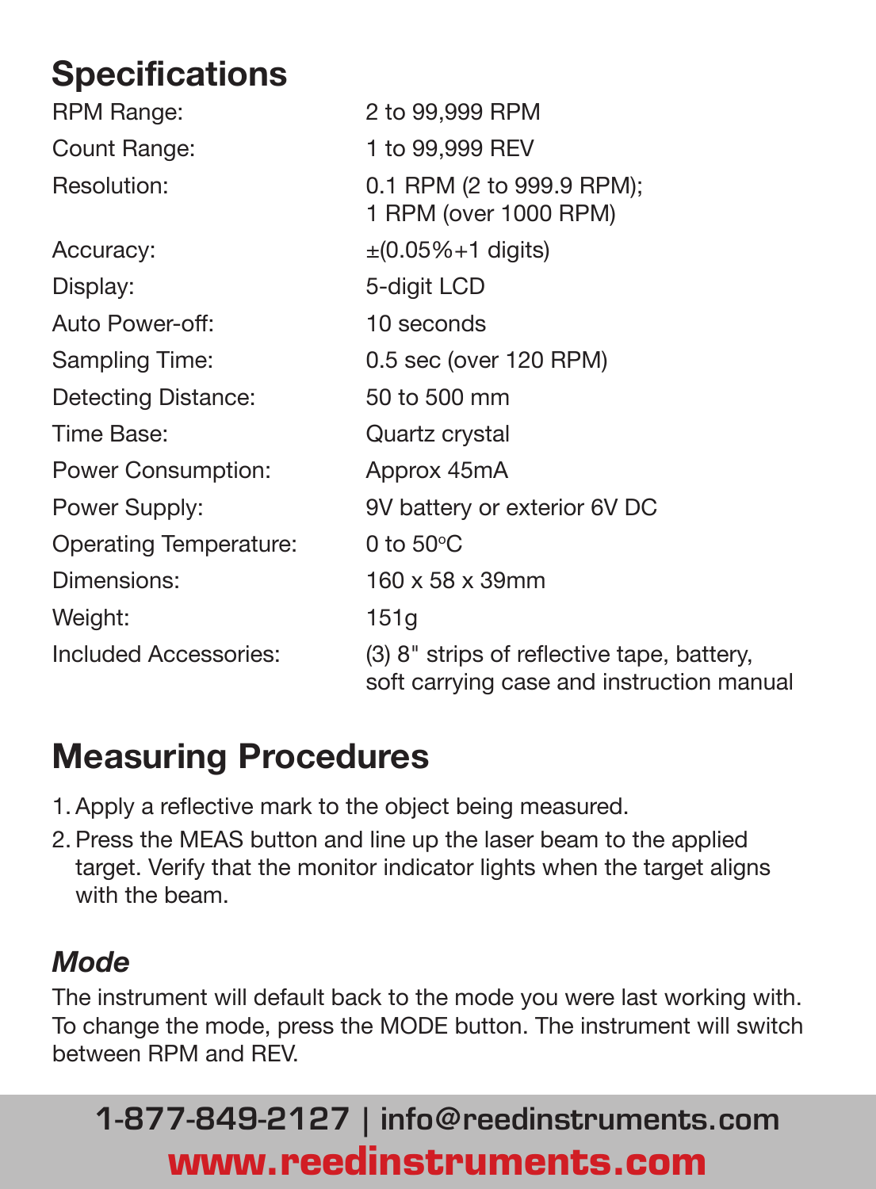## Specifications

| | |
|---|---|
| RPM Range: | 2 to 99,999 RPM |
| Count Range: | 1 to 99,999 REV |
| Resolution: | 0.1 RPM (2 to 999.9 RPM); 1 RPM (over 1000 RPM) |
| Accuracy: | ±(0.05%+1 digits) |
| Display: | 5-digit LCD |
| Auto Power-off: | 10 seconds |
| Sampling Time: | 0.5 sec (over 120 RPM) |
| Detecting Distance: | 50 to 500 mm |
| Time Base: | Quartz crystal |
| Power Consumption: | Approx 45mA |
| Power Supply: | 9V battery or exterior 6V DC |
| Operating Temperature: | 0 to 50°C |
| Dimensions: | 160 x 58 x 39mm |
| Weight: | 151g |
| Included Accessories: | (3) 8" strips of reflective tape, battery, soft carrying case and instruction manual |

## Measuring Procedures

1. Apply a reflective mark to the object being measured.
2. Press the MEAS button and line up the laser beam to the applied target. Verify that the monitor indicator lights when the target aligns with the beam.

### *Mode*

The instrument will default back to the mode you were last working with. To change the mode, press the MODE button. The instrument will switch between RPM and REV.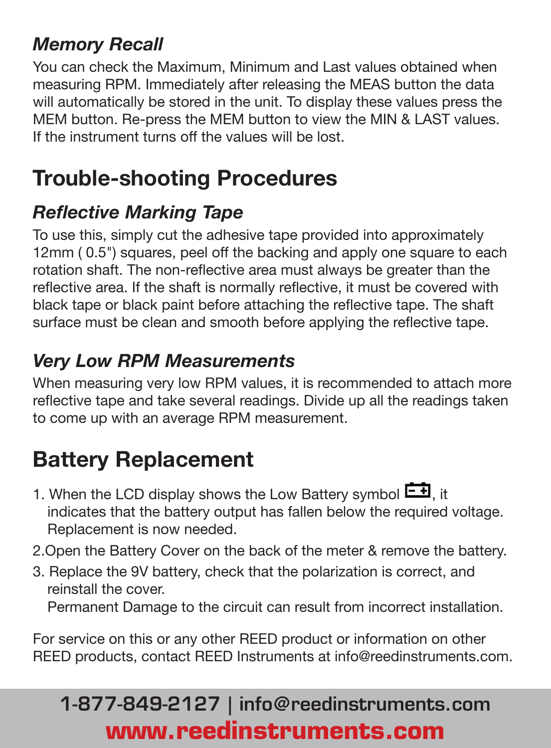### *Memory Recall*

You can check the Maximum, Minimum and Last values obtained when measuring RPM. Immediately after releasing the MEAS button the data will automatically be stored in the unit. To display these values press the MEM button. Re-press the MEM button to view the MIN & LAST values. If the instrument turns off the values will be lost.

## Trouble-shooting Procedures

### *Reflective Marking Tape*

To use this, simply cut the adhesive tape provided into approximately 12mm ( 0.5") squares, peel off the backing and apply one square to each rotation shaft. The non-reflective area must always be greater than the reflective area. If the shaft is normally reflective, it must be covered with black tape or black paint before attaching the reflective tape. The shaft surface must be clean and smooth before applying the reflective tape.

### *Very Low RPM Measurements*

When measuring very low RPM values, it is recommended to attach more reflective tape and take several readings. Divide up all the readings taken to come up with an average RPM measurement.

## Battery Replacement

1. When the LCD display shows the Low Battery symbol, it indicates that the battery output has fallen below the required voltage. Replacement is now needed.
2. Open the Battery Cover on the back of the meter & remove the battery.
3. Replace the 9V battery, check that the polarization is correct, and reinstall the cover.
   Permanent Damage to the circuit can result from incorrect installation.

For service on this or any other REED product or information on other REED products, contact REED Instruments at info@reedinstruments.com.

**1-877-849-2127 | info@reedinstruments.com**
**www.reedinstruments.com**